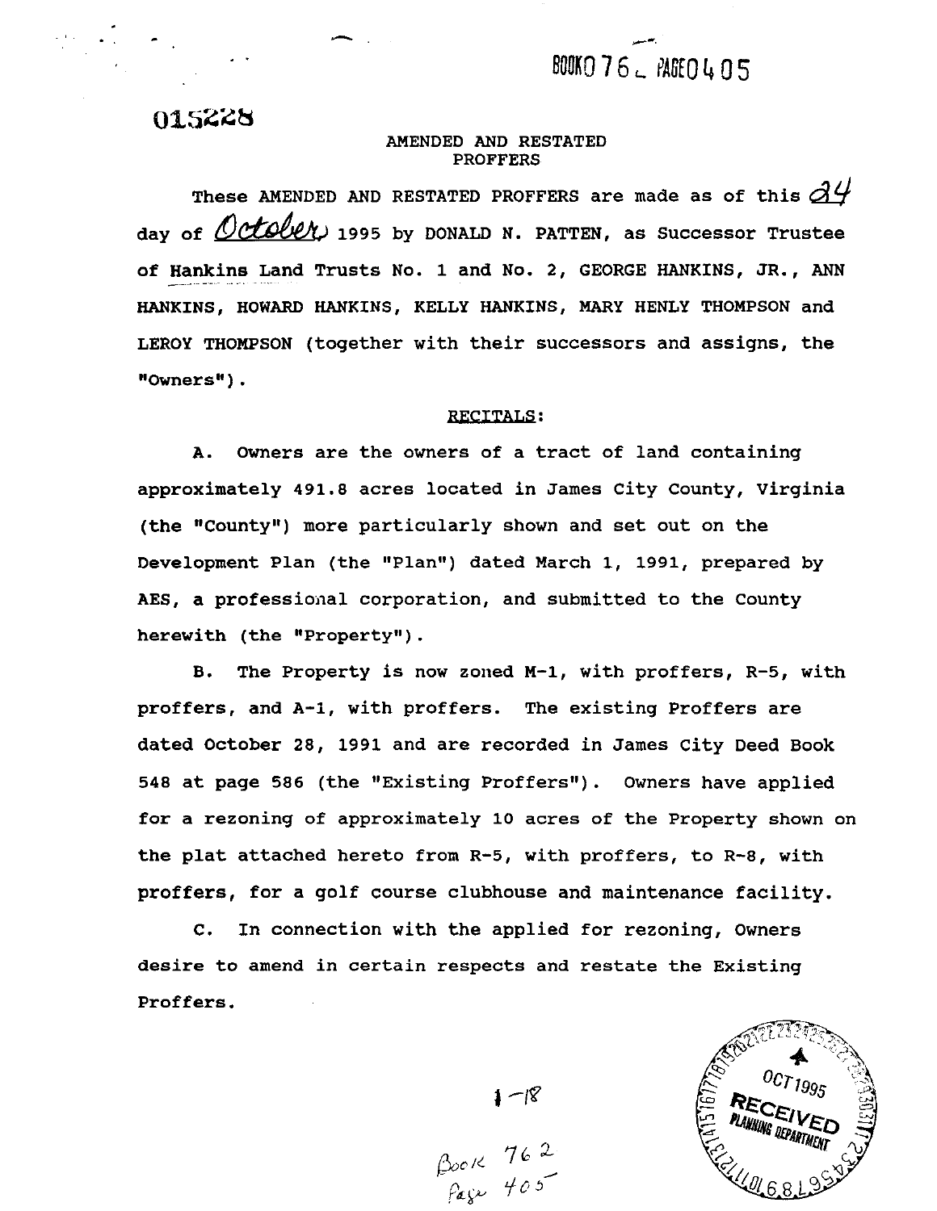BOOK0 762 PAGE0405

015228

# AMENDED AND RESTATED PROFFERS

These AMENDED AND RESTATED PROFFERS are made as of this 24 day of October 1995 by DONALD N. PATTEN, as Successor Trustee of Hankins Land Trusts No. 1 and No. 2, GEORGE HANKINS, JR., ANN HANKINS, HOWARD HANKINS, KELLY HANKINS, MARY HENLY THOMPSON and LEROY THOMPSON (together with their successors and assigns, the "Owners").

## RECITALS:

A. Owners are the owners of a tract of land containing approximately 491.8 acres located in James City County, Virginia (the "County") more particularly shown and set out on the Development Plan (the "Plan") dated March 1, 1991, prepared by AES, a professional corporation, and submitted to the County herewith (the "Property").

B. The Property is now zoned M-1, with proffers, R-5, with proffers, and A-1, with proffers. The existing Proffers are dated October 28, 1991 and are recorded in James City Deed Book 548 at page 586 (the "Existing Proffers"). Owners have applied for a rezoning of approximately 10 acres of the Property shown on the plat attached hereto from R-5, with proffers, to R-8, with proffers, for a golf course clubhouse and maintenance facility.

C. In connection with the applied for rezoning, Owners desire to amend in certain respects and restate the Existing Proffers.

1-18

Book 762
Page 405

OCT 1995
RECEIVED
PLANNING DEPARTMENT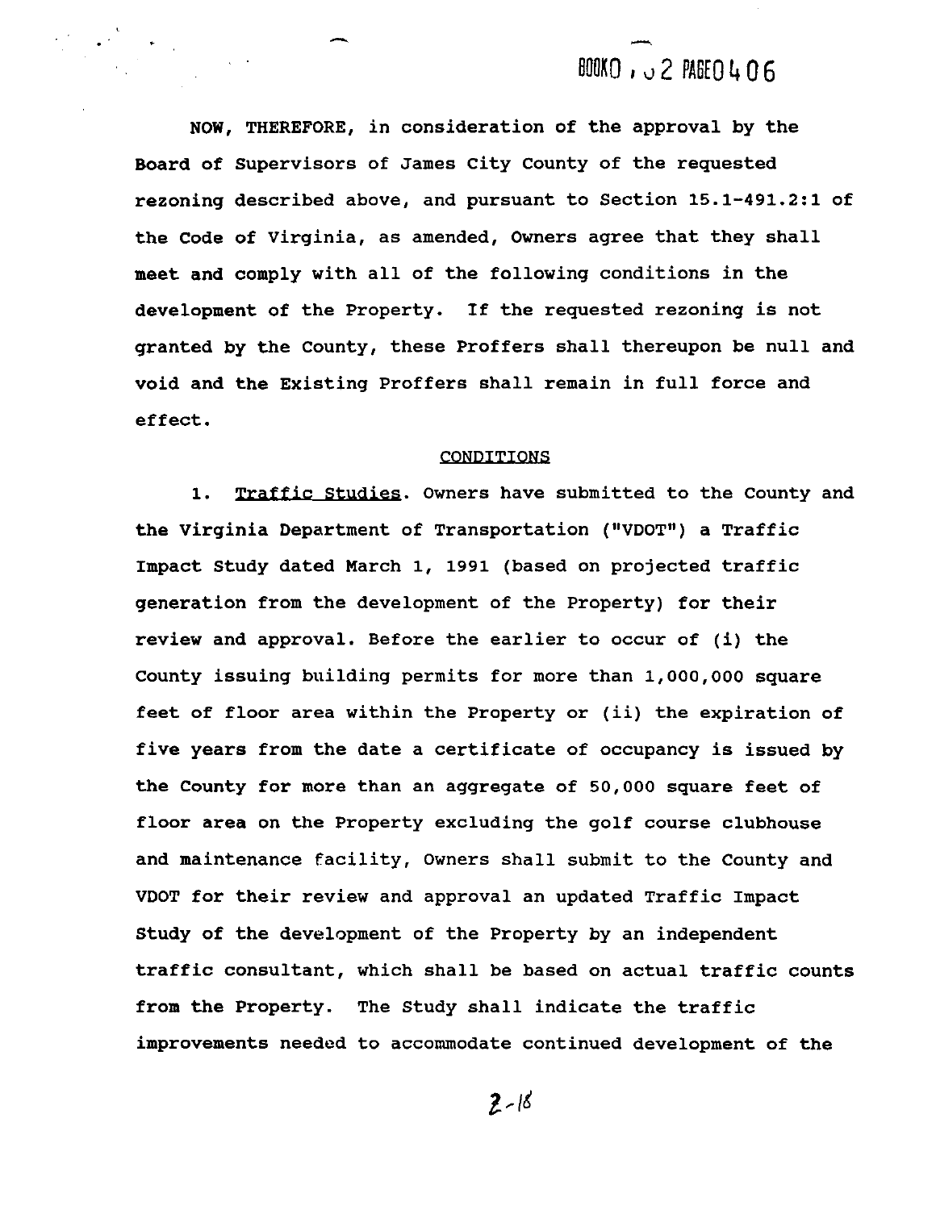NOW, THEREFORE, in consideration of the approval by the Board of Supervisors of James City County of the requested rezoning described above, and pursuant to Section 15.1-491.2:1 of the Code of Virginia, as amended, Owners agree that they shall meet and comply with all of the following conditions in the development of the Property. If the requested rezoning is not granted by the County, these Proffers shall thereupon be null and void and the Existing Proffers shall remain in full force and effect.

## CONDITIONS

1. Traffic Studies. Owners have submitted to the County and the Virginia Department of Transportation ("VDOT") a Traffic Impact Study dated March 1, 1991 (based on projected traffic generation from the development of the Property) for their review and approval. Before the earlier to occur of (i) the County issuing building permits for more than 1,000,000 square feet of floor area within the Property or (ii) the expiration of five years from the date a certificate of occupancy is issued by the County for more than an aggregate of 50,000 square feet of floor area on the Property excluding the golf course clubhouse and maintenance facility, Owners shall submit to the County and VDOT for their review and approval an updated Traffic Impact Study of the development of the Property by an independent traffic consultant, which shall be based on actual traffic counts from the Property. The Study shall indicate the traffic improvements needed to accommodate continued development of the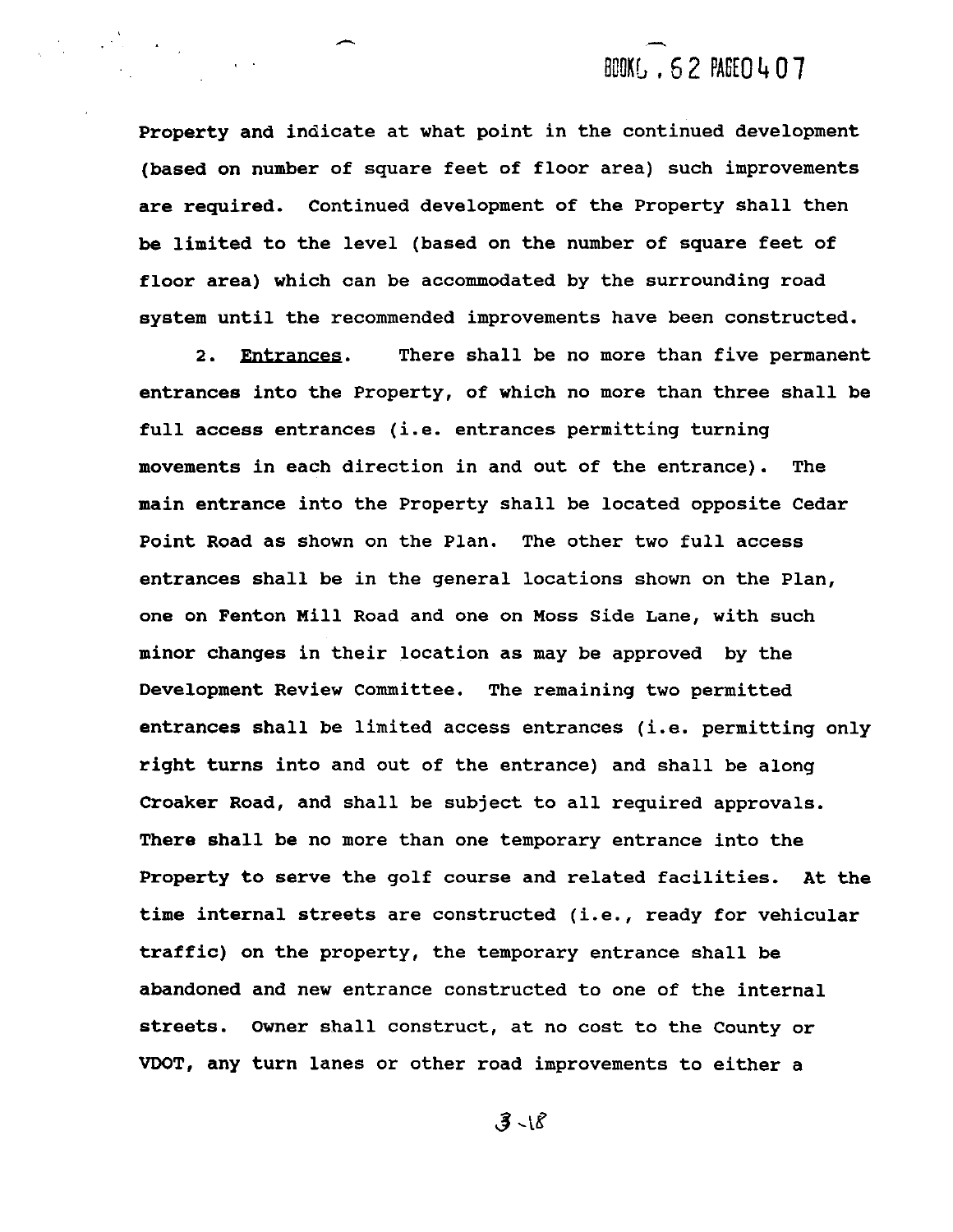Property and indicate at what point in the continued development (based on number of square feet of floor area) such improvements are required. Continued development of the Property shall then be limited to the level (based on the number of square feet of floor area) which can be accommodated by the surrounding road system until the recommended improvements have been constructed.

2. Entrances. There shall be no more than five permanent entrances into the Property, of which no more than three shall be full access entrances (i.e. entrances permitting turning movements in each direction in and out of the entrance). The main entrance into the Property shall be located opposite Cedar Point Road as shown on the Plan. The other two full access entrances shall be in the general locations shown on the Plan, one on Fenton Mill Road and one on Moss Side Lane, with such minor changes in their location as may be approved by the Development Review Committee. The remaining two permitted entrances shall be limited access entrances (i.e. permitting only right turns into and out of the entrance) and shall be along Croaker Road, and shall be subject to all required approvals. There shall be no more than one temporary entrance into the Property to serve the golf course and related facilities. At the time internal streets are constructed (i.e., ready for vehicular traffic) on the property, the temporary entrance shall be abandoned and new entrance constructed to one of the internal streets. Owner shall construct, at no cost to the County or VDOT, any turn lanes or other road improvements to either a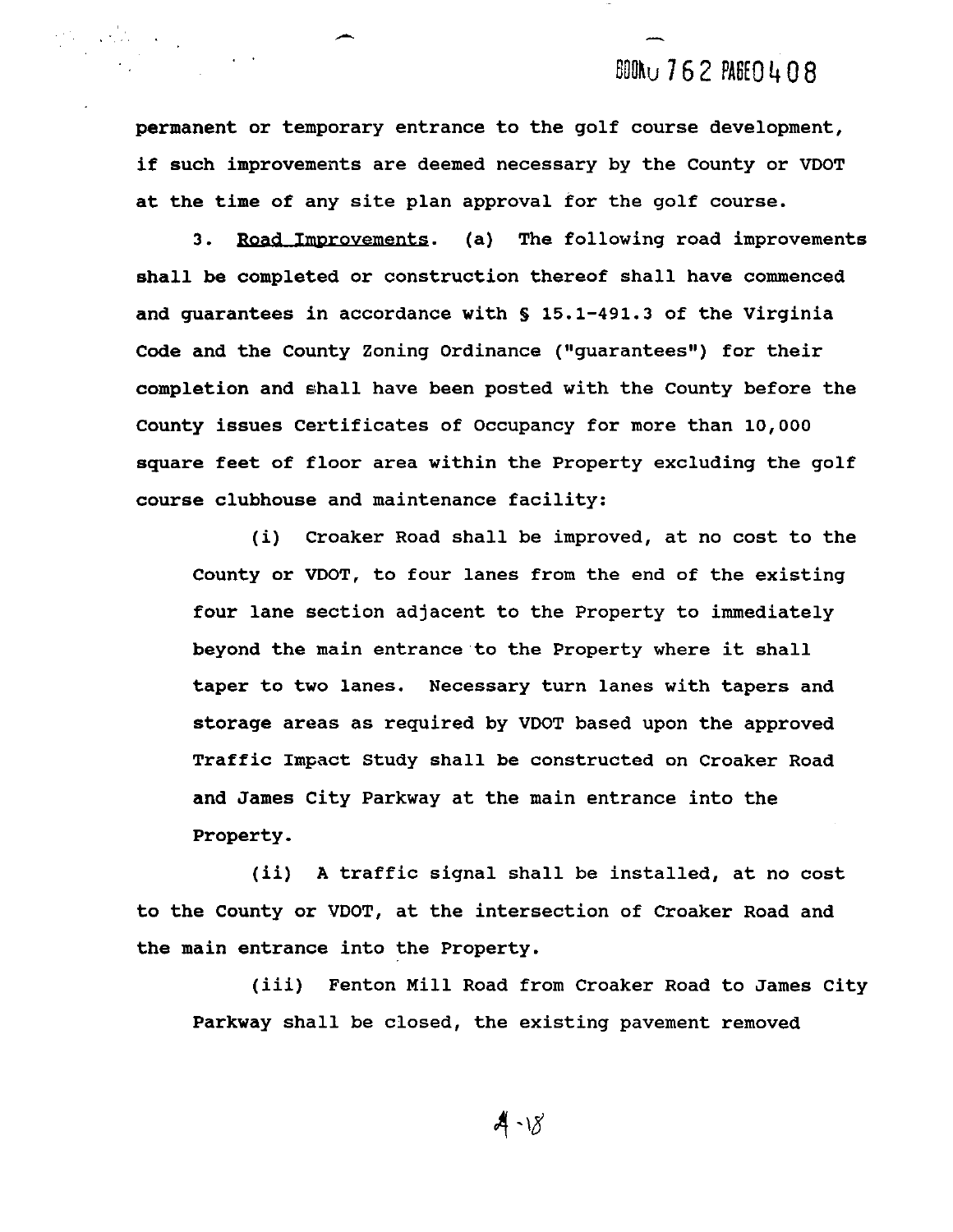permanent or temporary entrance to the golf course development, if such improvements are deemed necessary by the County or VDOT at the time of any site plan approval for the golf course.

3. Road Improvements. (a) The following road improvements shall be completed or construction thereof shall have commenced and guarantees in accordance with § 15.1-491.3 of the Virginia Code and the County Zoning Ordinance ("guarantees") for their completion and shall have been posted with the County before the County issues Certificates of Occupancy for more than 10,000 square feet of floor area within the Property excluding the golf course clubhouse and maintenance facility:

(i) Croaker Road shall be improved, at no cost to the County or VDOT, to four lanes from the end of the existing four lane section adjacent to the Property to immediately beyond the main entrance to the Property where it shall taper to two lanes. Necessary turn lanes with tapers and storage areas as required by VDOT based upon the approved Traffic Impact Study shall be constructed on Croaker Road and James City Parkway at the main entrance into the Property.

(ii) A traffic signal shall be installed, at no cost to the County or VDOT, at the intersection of Croaker Road and the main entrance into the Property.

(iii) Fenton Mill Road from Croaker Road to James City Parkway shall be closed, the existing pavement removed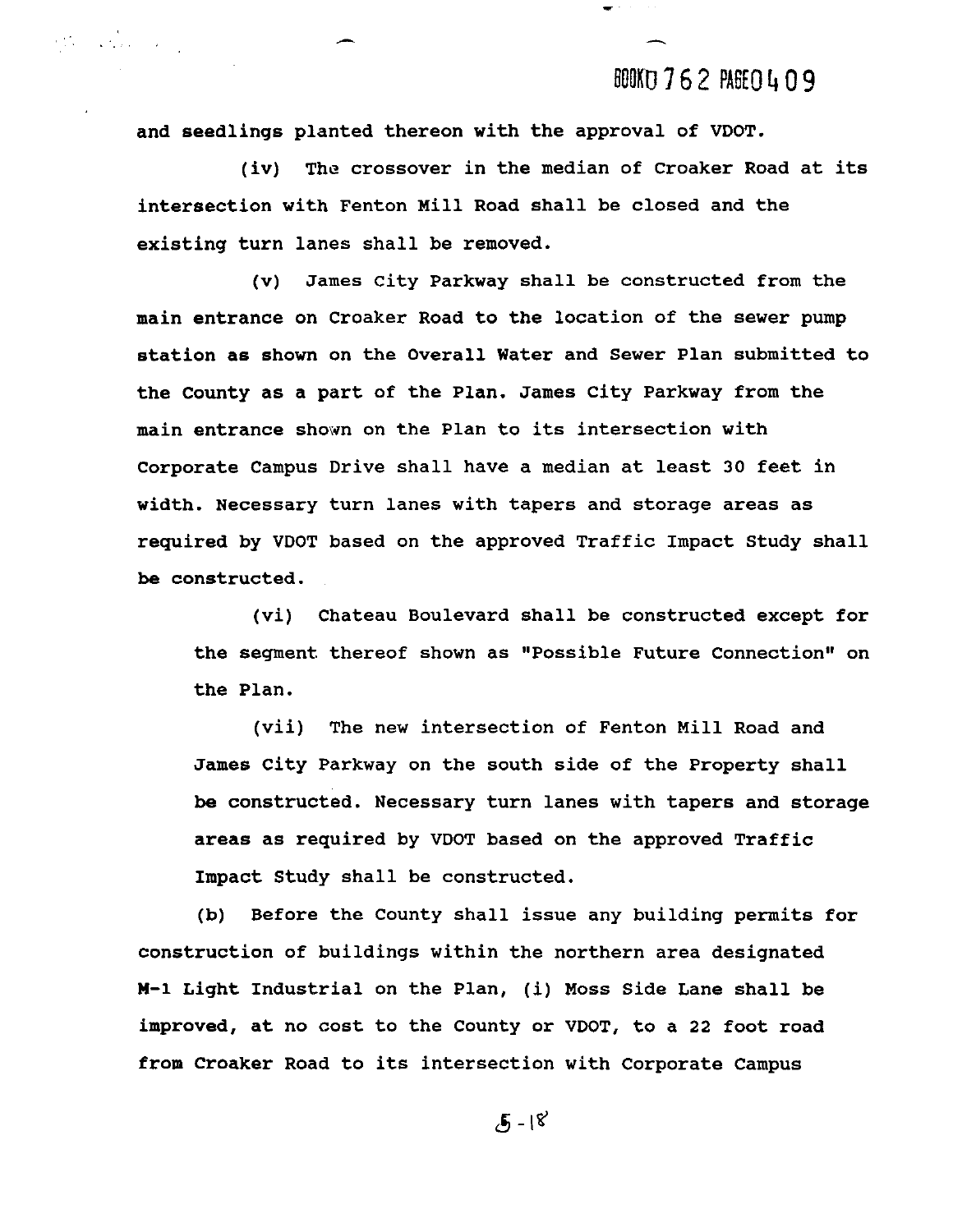and seedlings planted thereon with the approval of VDOT.

(iv) The crossover in the median of Croaker Road at its intersection with Fenton Mill Road shall be closed and the existing turn lanes shall be removed.

(v) James City Parkway shall be constructed from the main entrance on Croaker Road to the location of the sewer pump station as shown on the Overall Water and Sewer Plan submitted to the County as a part of the Plan. James City Parkway from the main entrance shown on the Plan to its intersection with Corporate Campus Drive shall have a median at least 30 feet in width. Necessary turn lanes with tapers and storage areas as required by VDOT based on the approved Traffic Impact Study shall be constructed.

(vi) Chateau Boulevard shall be constructed except for the segment thereof shown as "Possible Future Connection" on the Plan.

(vii) The new intersection of Fenton Mill Road and James City Parkway on the south side of the Property shall be constructed. Necessary turn lanes with tapers and storage areas as required by VDOT based on the approved Traffic Impact Study shall be constructed.

(b) Before the County shall issue any building permits for construction of buildings within the northern area designated M-1 Light Industrial on the Plan, (i) Moss Side Lane shall be improved, at no cost to the County or VDOT, to a 22 foot road from Croaker Road to its intersection with Corporate Campus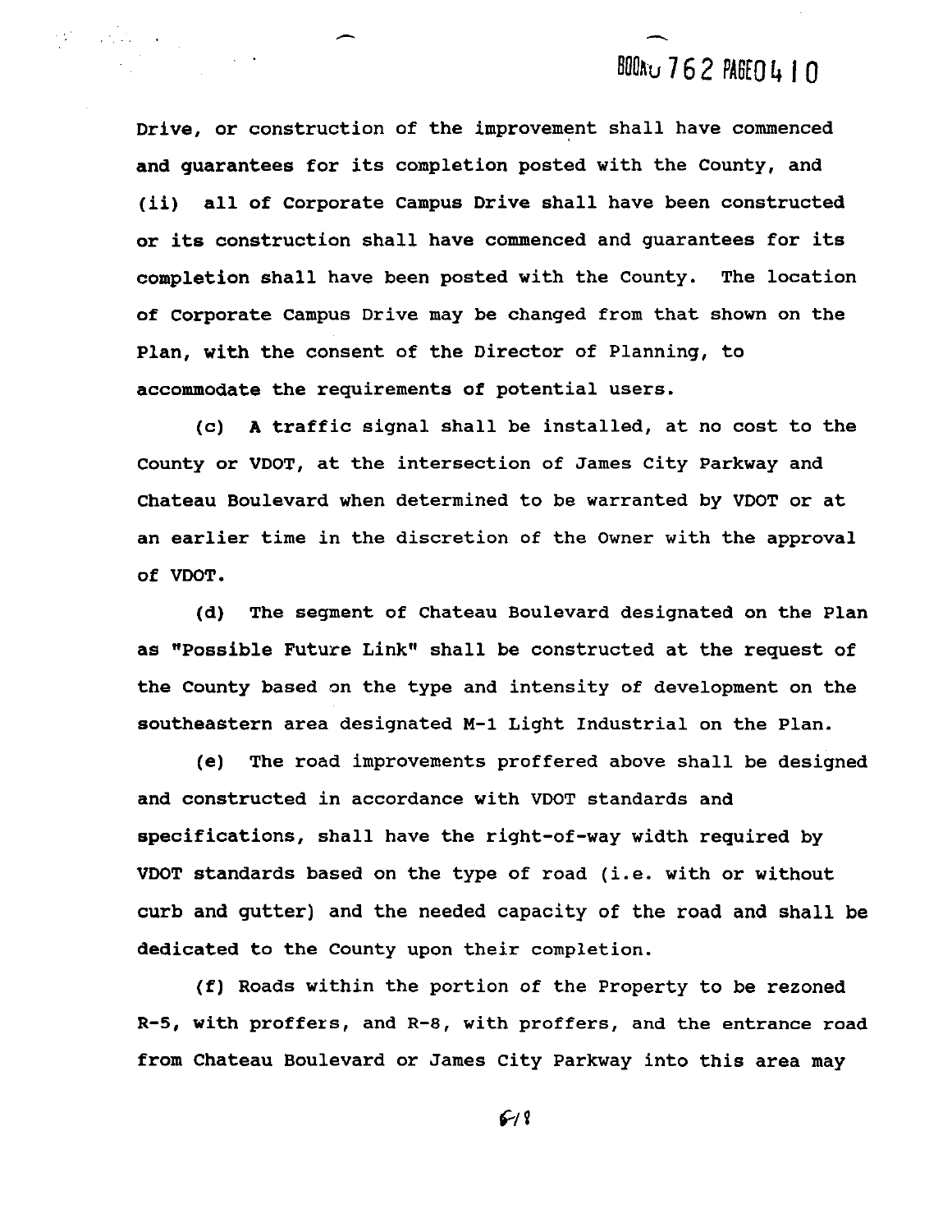Drive, or construction of the improvement shall have commenced and guarantees for its completion posted with the County, and (ii) all of Corporate Campus Drive shall have been constructed or its construction shall have commenced and guarantees for its completion shall have been posted with the County. The location of Corporate Campus Drive may be changed from that shown on the Plan, with the consent of the Director of Planning, to accommodate the requirements of potential users.

(c) A traffic signal shall be installed, at no cost to the County or VDOT, at the intersection of James City Parkway and Chateau Boulevard when determined to be warranted by VDOT or at an earlier time in the discretion of the Owner with the approval of VDOT.

(d) The segment of Chateau Boulevard designated on the Plan as "Possible Future Link" shall be constructed at the request of the County based on the type and intensity of development on the southeastern area designated M-1 Light Industrial on the Plan.

(e) The road improvements proffered above shall be designed and constructed in accordance with VDOT standards and specifications, shall have the right-of-way width required by VDOT standards based on the type of road (i.e. with or without curb and gutter) and the needed capacity of the road and shall be dedicated to the County upon their completion.

(f) Roads within the portion of the Property to be rezoned R-5, with proffers, and R-8, with proffers, and the entrance road from Chateau Boulevard or James City Parkway into this area may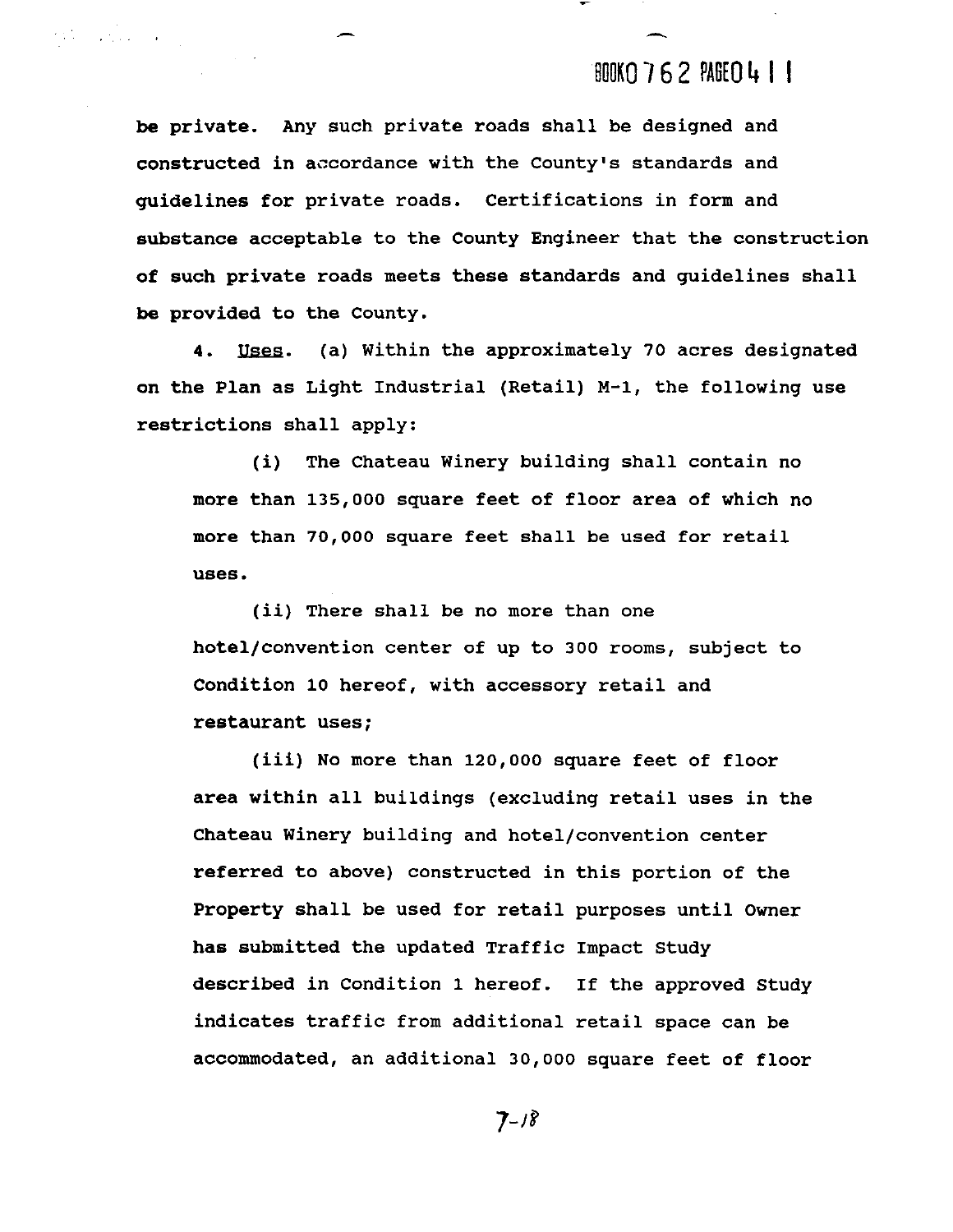be private. Any such private roads shall be designed and constructed in accordance with the County's standards and guidelines for private roads. Certifications in form and substance acceptable to the County Engineer that the construction of such private roads meets these standards and guidelines shall be provided to the County.

4. Uses. (a) Within the approximately 70 acres designated on the Plan as Light Industrial (Retail) M-1, the following use restrictions shall apply:

(i) The Chateau Winery building shall contain no more than 135,000 square feet of floor area of which no more than 70,000 square feet shall be used for retail uses.

(ii) There shall be no more than one hotel/convention center of up to 300 rooms, subject to Condition 10 hereof, with accessory retail and restaurant uses;

(iii) No more than 120,000 square feet of floor area within all buildings (excluding retail uses in the Chateau Winery building and hotel/convention center referred to above) constructed in this portion of the Property shall be used for retail purposes until Owner has submitted the updated Traffic Impact Study described in Condition 1 hereof. If the approved Study indicates traffic from additional retail space can be accommodated, an additional 30,000 square feet of floor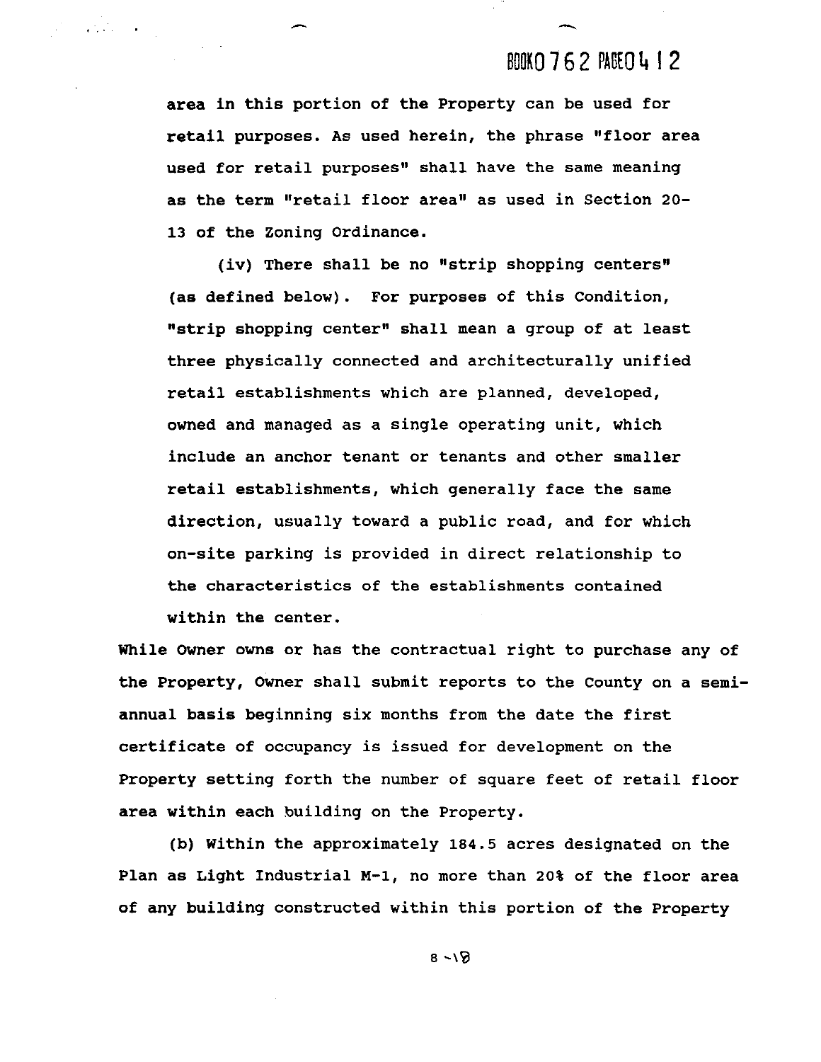area in this portion of the Property can be used for retail purposes. As used herein, the phrase "floor area used for retail purposes" shall have the same meaning as the term "retail floor area" as used in Section 20-13 of the Zoning Ordinance.

(iv) There shall be no "strip shopping centers" (as defined below). For purposes of this Condition, "strip shopping center" shall mean a group of at least three physically connected and architecturally unified retail establishments which are planned, developed, owned and managed as a single operating unit, which include an anchor tenant or tenants and other smaller retail establishments, which generally face the same direction, usually toward a public road, and for which on-site parking is provided in direct relationship to the characteristics of the establishments contained within the center.

While Owner owns or has the contractual right to purchase any of the Property, Owner shall submit reports to the County on a semi-annual basis beginning six months from the date the first certificate of occupancy is issued for development on the Property setting forth the number of square feet of retail floor area within each building on the Property.

(b) Within the approximately 184.5 acres designated on the Plan as Light Industrial M-1, no more than 20% of the floor area of any building constructed within this portion of the Property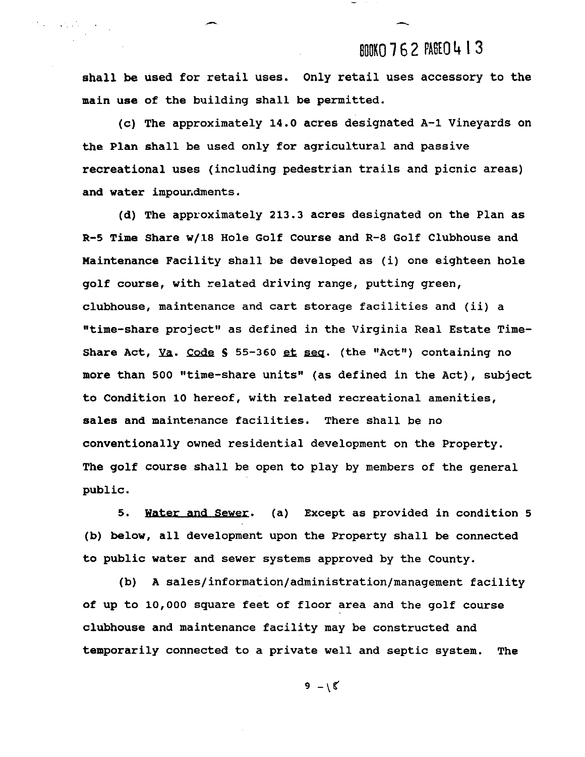shall be used for retail uses. Only retail uses accessory to the main use of the building shall be permitted.

(c) The approximately 14.0 acres designated A-1 Vineyards on the Plan shall be used only for agricultural and passive recreational uses (including pedestrian trails and picnic areas) and water impoundments.

(d) The approximately 213.3 acres designated on the Plan as R-5 Time Share w/18 Hole Golf Course and R-8 Golf Clubhouse and Maintenance Facility shall be developed as (i) one eighteen hole golf course, with related driving range, putting green, clubhouse, maintenance and cart storage facilities and (ii) a "time-share project" as defined in the Virginia Real Estate Time-Share Act, Va. Code § 55-360 et seq. (the "Act") containing no more than 500 "time-share units" (as defined in the Act), subject to Condition 10 hereof, with related recreational amenities, sales and maintenance facilities. There shall be no conventionally owned residential development on the Property. The golf course shall be open to play by members of the general public.

5. Water and Sewer. (a) Except as provided in condition 5 (b) below, all development upon the Property shall be connected to public water and sewer systems approved by the County.

(b) A sales/information/administration/management facility of up to 10,000 square feet of floor area and the golf course clubhouse and maintenance facility may be constructed and temporarily connected to a private well and septic system. The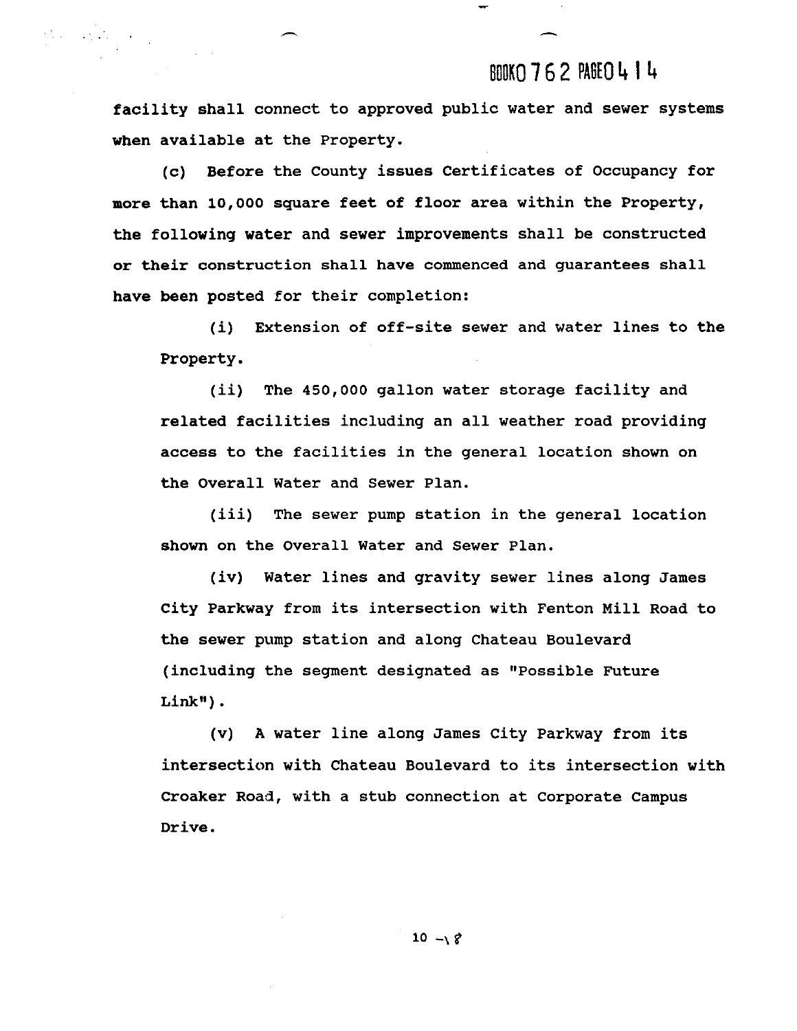facility shall connect to approved public water and sewer systems when available at the Property.

(c) Before the County issues Certificates of Occupancy for more than 10,000 square feet of floor area within the Property, the following water and sewer improvements shall be constructed or their construction shall have commenced and guarantees shall have been posted for their completion:

(i) Extension of off-site sewer and water lines to the Property.

(ii) The 450,000 gallon water storage facility and related facilities including an all weather road providing access to the facilities in the general location shown on the Overall Water and Sewer Plan.

(iii) The sewer pump station in the general location shown on the Overall Water and Sewer Plan.

(iv) Water lines and gravity sewer lines along James City Parkway from its intersection with Fenton Mill Road to the sewer pump station and along Chateau Boulevard (including the segment designated as "Possible Future Link").

(v) A water line along James City Parkway from its intersection with Chateau Boulevard to its intersection with Croaker Road, with a stub connection at Corporate Campus Drive.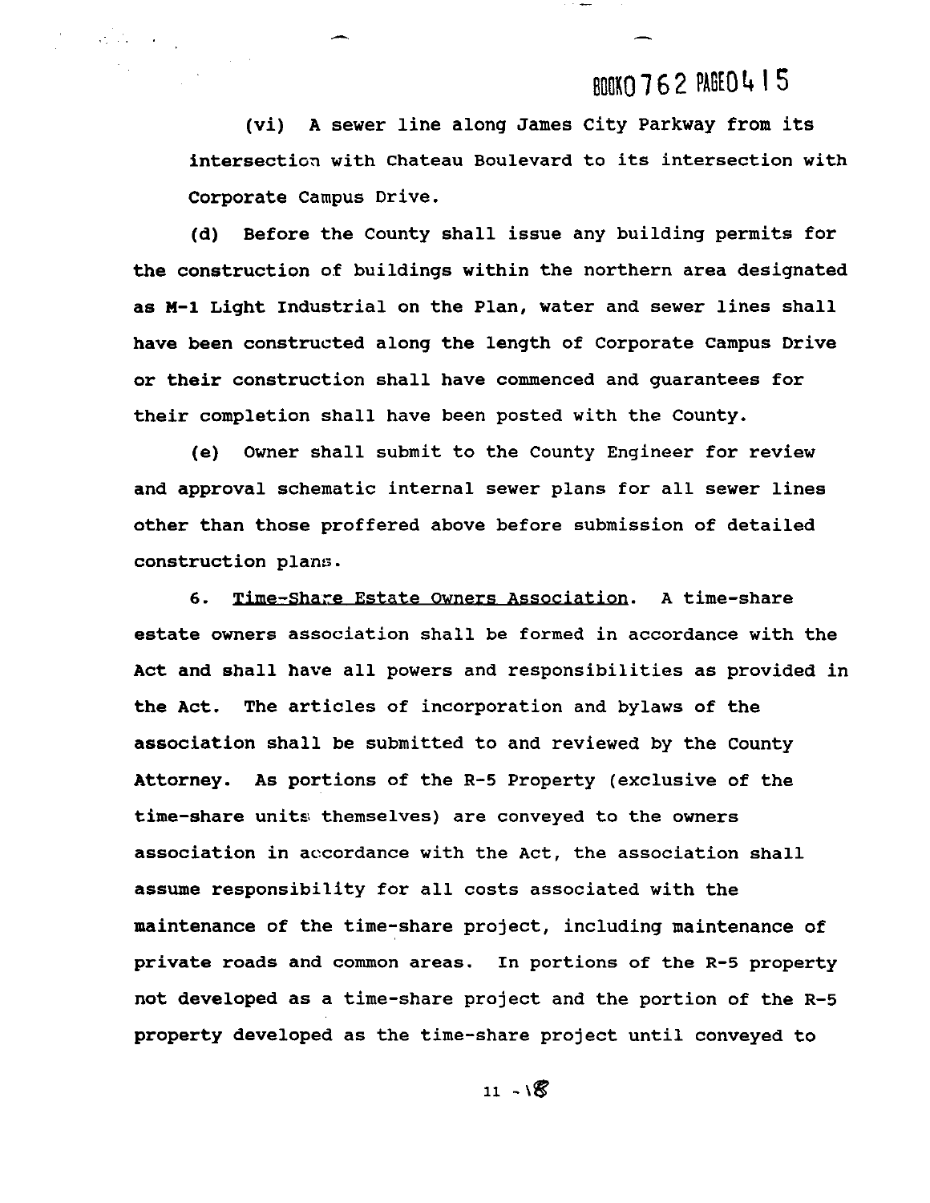(vi) A sewer line along James City Parkway from its intersection with Chateau Boulevard to its intersection with Corporate Campus Drive.

(d) Before the County shall issue any building permits for the construction of buildings within the northern area designated as M-1 Light Industrial on the Plan, water and sewer lines shall have been constructed along the length of Corporate Campus Drive or their construction shall have commenced and guarantees for their completion shall have been posted with the County.

(e) Owner shall submit to the County Engineer for review and approval schematic internal sewer plans for all sewer lines other than those proffered above before submission of detailed construction plans.

6. Time-Share Estate Owners Association. A time-share estate owners association shall be formed in accordance with the Act and shall have all powers and responsibilities as provided in the Act. The articles of incorporation and bylaws of the association shall be submitted to and reviewed by the County Attorney. As portions of the R-5 Property (exclusive of the time-share units themselves) are conveyed to the owners association in accordance with the Act, the association shall assume responsibility for all costs associated with the maintenance of the time-share project, including maintenance of private roads and common areas. In portions of the R-5 property not developed as a time-share project and the portion of the R-5 property developed as the time-share project until conveyed to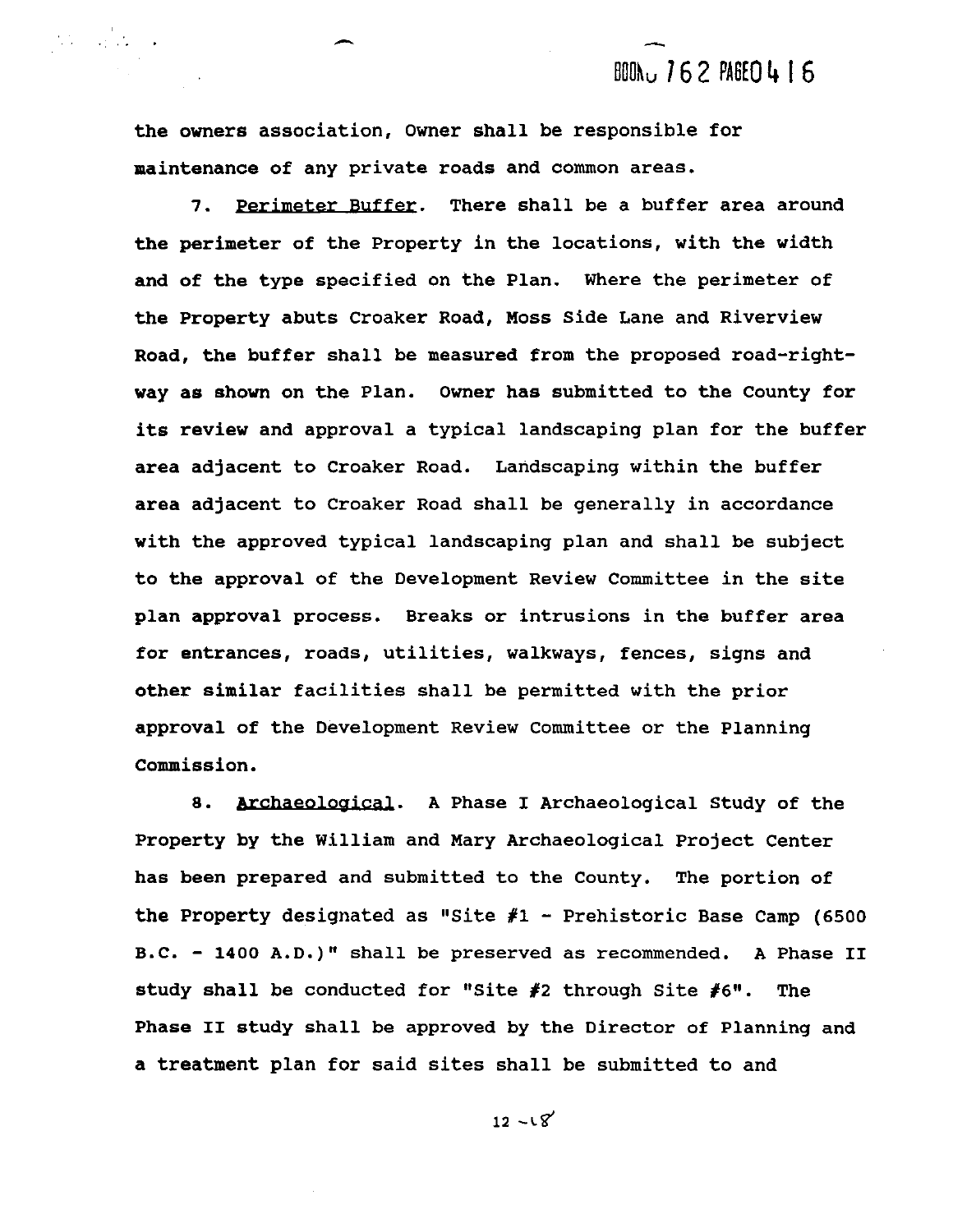the owners association, Owner shall be responsible for maintenance of any private roads and common areas.

7. Perimeter Buffer. There shall be a buffer area around the perimeter of the Property in the locations, with the width and of the type specified on the Plan. Where the perimeter of the Property abuts Croaker Road, Moss Side Lane and Riverview Road, the buffer shall be measured from the proposed road-right-way as shown on the Plan. Owner has submitted to the County for its review and approval a typical landscaping plan for the buffer area adjacent to Croaker Road. Landscaping within the buffer area adjacent to Croaker Road shall be generally in accordance with the approved typical landscaping plan and shall be subject to the approval of the Development Review Committee in the site plan approval process. Breaks or intrusions in the buffer area for entrances, roads, utilities, walkways, fences, signs and other similar facilities shall be permitted with the prior approval of the Development Review Committee or the Planning Commission.

8. Archaeological. A Phase I Archaeological Study of the Property by the William and Mary Archaeological Project Center has been prepared and submitted to the County. The portion of the Property designated as "Site #1 - Prehistoric Base Camp (6500 B.C. - 1400 A.D.)" shall be preserved as recommended. A Phase II study shall be conducted for "Site #2 through Site #6". The Phase II study shall be approved by the Director of Planning and a treatment plan for said sites shall be submitted to and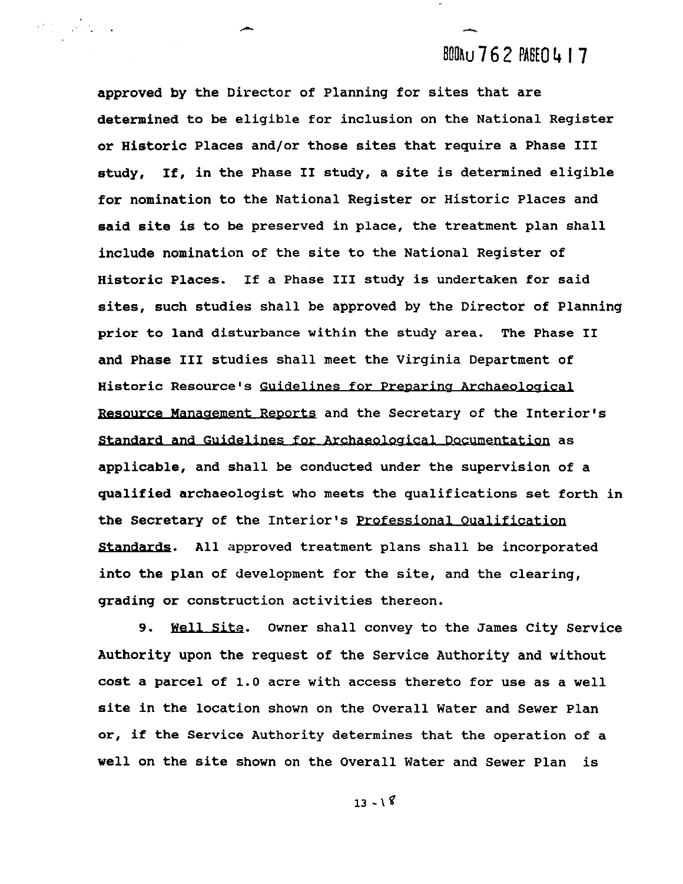approved by the Director of Planning for sites that are determined to be eligible for inclusion on the National Register or Historic Places and/or those sites that require a Phase III study, If, in the Phase II study, a site is determined eligible for nomination to the National Register or Historic Places and said site is to be preserved in place, the treatment plan shall include nomination of the site to the National Register of Historic Places. If a Phase III study is undertaken for said sites, such studies shall be approved by the Director of Planning prior to land disturbance within the study area. The Phase II and Phase III studies shall meet the Virginia Department of Historic Resource's Guidelines for Preparing Archaeological Resource Management Reports and the Secretary of the Interior's Standard and Guidelines for Archaeological Documentation as applicable, and shall be conducted under the supervision of a qualified archaeologist who meets the qualifications set forth in the Secretary of the Interior's Professional Qualification Standards. All approved treatment plans shall be incorporated into the plan of development for the site, and the clearing, grading or construction activities thereon.

9. Well Site. Owner shall convey to the James City Service Authority upon the request of the Service Authority and without cost a parcel of 1.0 acre with access thereto for use as a well site in the location shown on the Overall Water and Sewer Plan or, if the Service Authority determines that the operation of a well on the site shown on the Overall Water and Sewer Plan is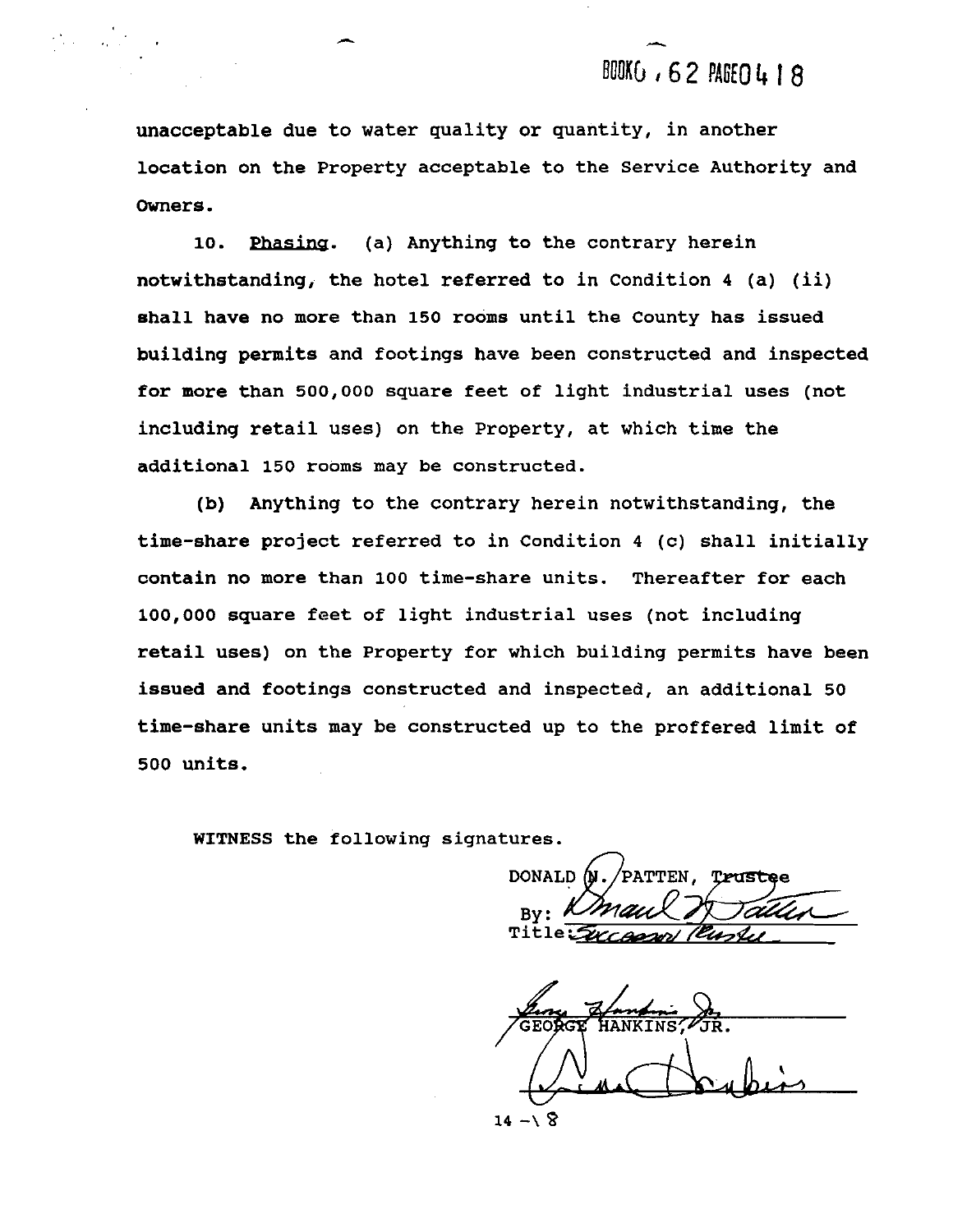unacceptable due to water quality or quantity, in another location on the Property acceptable to the Service Authority and Owners.

10. Phasing. (a) Anything to the contrary herein notwithstanding, the hotel referred to in Condition 4 (a) (ii) shall have no more than 150 rooms until the County has issued building permits and footings have been constructed and inspected for more than 500,000 square feet of light industrial uses (not including retail uses) on the Property, at which time the additional 150 rooms may be constructed.

(b) Anything to the contrary herein notwithstanding, the time-share project referred to in Condition 4 (c) shall initially contain no more than 100 time-share units. Thereafter for each 100,000 square feet of light industrial uses (not including retail uses) on the Property for which building permits have been issued and footings constructed and inspected, an additional 50 time-share units may be constructed up to the proffered limit of 500 units.

WITNESS the following signatures.

DONALD N. PATTEN, Trustee
By: Donald N. Patten
Title: Successor Trustee

George Hankins, Jr.
GEORGE HANKINS, JR.

14 - 18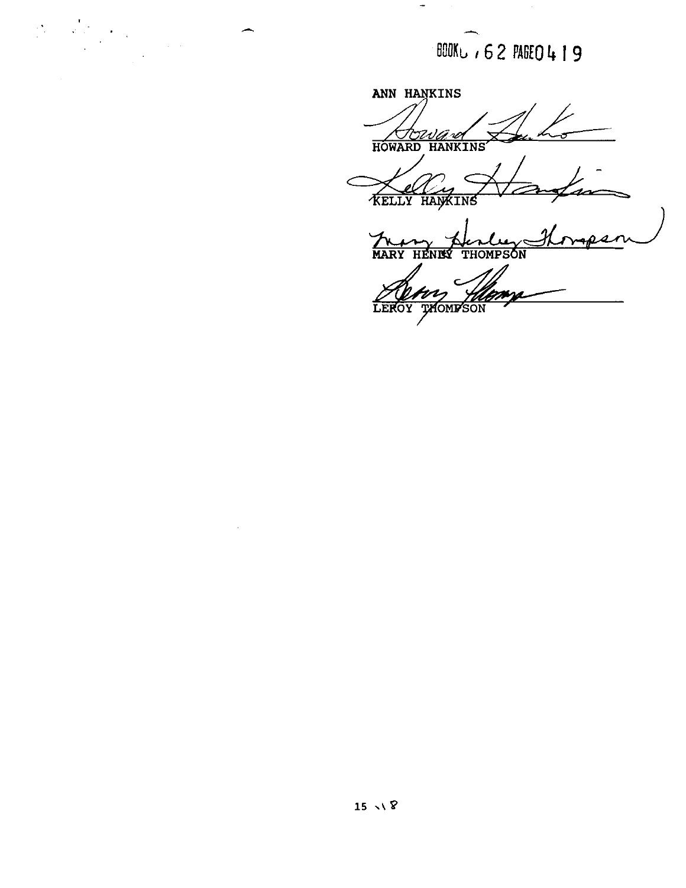BOOK 762 PAGE 0419

ANN HANKINS

\_\_\_\_\_\_\_\_\_\_\_\_\_\_\_\_\_\_\_\_\_\_\_\_\_\_\_\_\_\_
HOWARD HANKINS

\_\_\_\_\_\_\_\_\_\_\_\_\_\_\_\_\_\_\_\_\_\_\_\_\_\_\_\_\_\_
KELLY HANKINS

\_\_\_\_\_\_\_\_\_\_\_\_\_\_\_\_\_\_\_\_\_\_\_\_\_\_\_\_\_\_
MARY HENLEY THOMPSON

\_\_\_\_\_\_\_\_\_\_\_\_\_\_\_\_\_\_\_\_\_\_\_\_\_\_\_\_\_\_
LEROY THOMPSON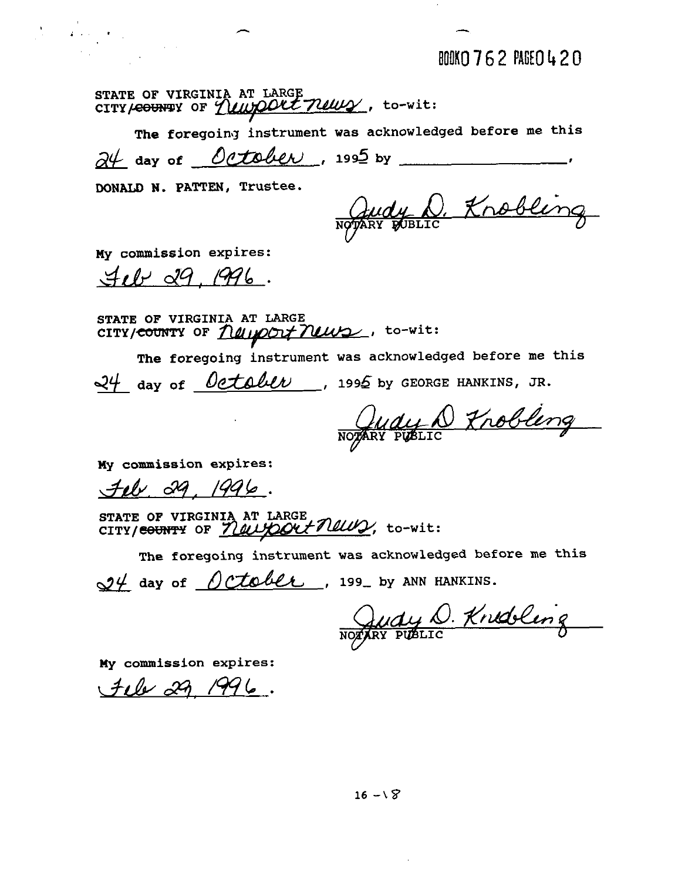BOOK0762 PAGE0420

STATE OF VIRGINIA AT LARGE
CITY/~~COUNTY~~ OF *Newport News*, to-wit:

The foregoing instrument was acknowledged before me this *24* day of *October*, 199*5* by \_\_\_\_\_\_\_\_\_\_\_\_\_\_\_\_\_\_,
DONALD N. PATTEN, Trustee.

*Judy D. Knobling*
NOTARY PUBLIC

My commission expires:
*Feb 29, 1996*.

STATE OF VIRGINIA AT LARGE
CITY/~~COUNTY~~ OF *Newport News*, to-wit:

The foregoing instrument was acknowledged before me this *24* day of *October*, 199*5* by GEORGE HANKINS, JR.

*Judy D Knobling*
NOTARY PUBLIC

My commission expires:
*Feb. 29, 1996*.

STATE OF VIRGINIA AT LARGE
CITY/~~COUNTY~~ OF *Newport News*, to-wit:

The foregoing instrument was acknowledged before me this *24* day of *October*, 199_ by ANN HANKINS.

*Judy D. Knobling*
NOTARY PUBLIC

My commission expires:
*Feb 29, 1996*.

16 – 18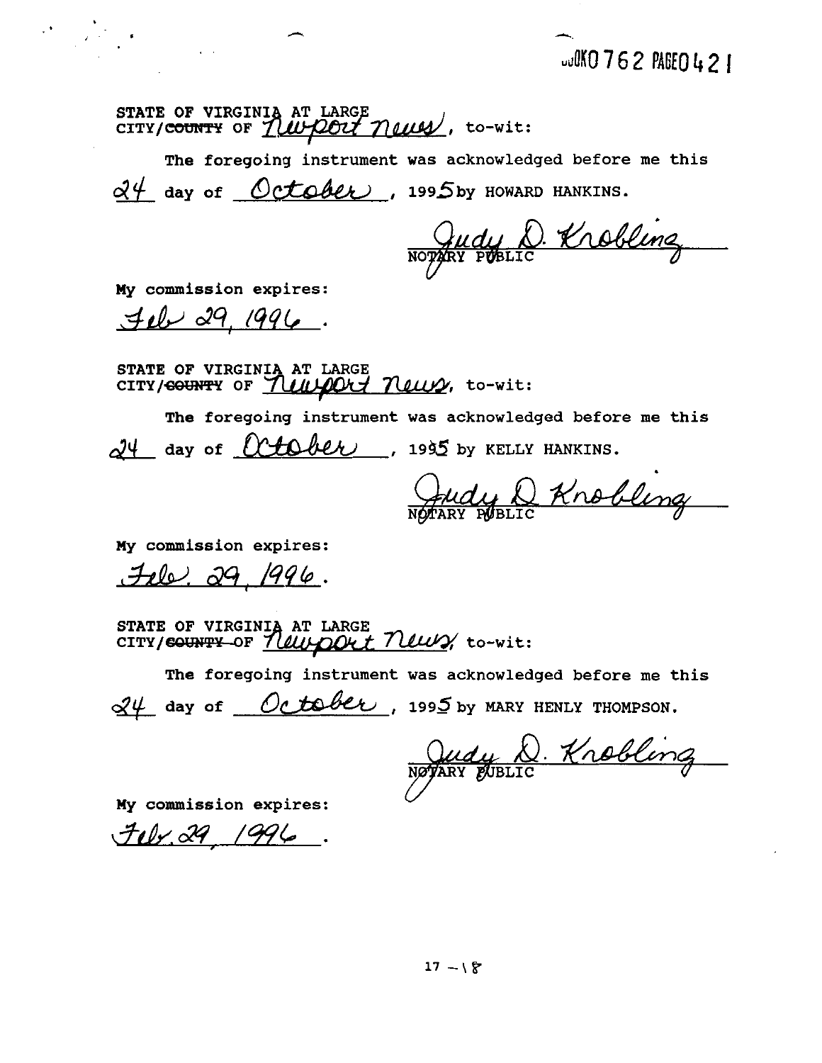BOOK 0762 PAGE 0421

STATE OF VIRGINIA AT LARGE
CITY/~~COUNTY~~ OF Newport News, to-wit:

The foregoing instrument was acknowledged before me this 24 day of October, 1995 by HOWARD HANKINS.

Judy D. Knobling
NOTARY PUBLIC

My commission expires:
Feb 29, 1996.

STATE OF VIRGINIA AT LARGE
CITY/~~COUNTY~~ OF Newport News, to-wit:

The foregoing instrument was acknowledged before me this 24 day of October, 1995 by KELLY HANKINS.

Judy D Knobling
NOTARY PUBLIC

My commission expires:
Feb. 29, 1996.

STATE OF VIRGINIA AT LARGE
CITY/~~COUNTY~~ OF Newport News, to-wit:

The foregoing instrument was acknowledged before me this 24 day of October, 1995 by MARY HENLY THOMPSON.

Judy D. Knobling
NOTARY PUBLIC

My commission expires:
Feb. 29, 1996.

17 – 18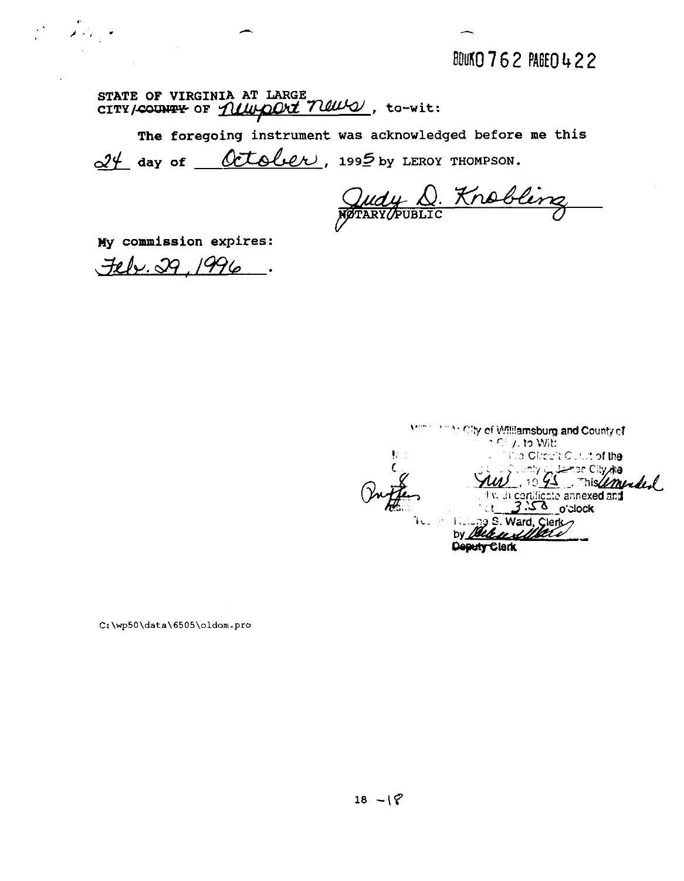BOOK 0762 PAGE 0422

STATE OF VIRGINIA AT LARGE
CITY/~~COUNTY~~ OF Newport News, to-wit:

The foregoing instrument was acknowledged before me this 24 day of October, 1995 by LEROY THOMPSON.

Judy D. Knobling
NOTARY PUBLIC

My commission expires:
Feb. 29, 1996.

City of Williamsburg and County of
City, to Wit:
the Circuit Court of the
County of James City, the
Nov, 19 95. This amended
with certificate annexed and
at 3:58 o'clock
Helene S. Ward, Clerk
by
Deputy Clerk

C:\wp50\data\6505\oldom.pro

18 - 18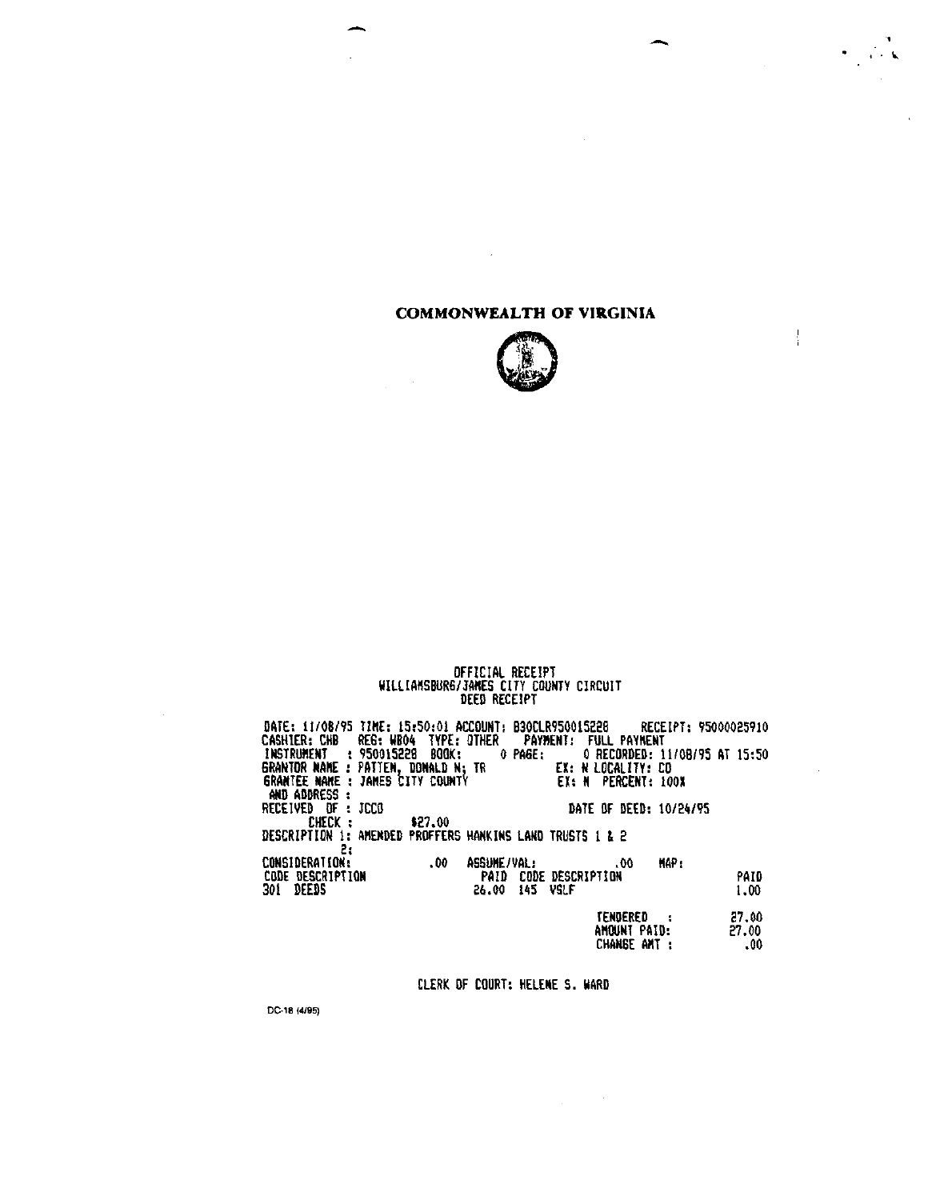**COMMONWEALTH OF VIRGINIA**

OFFICIAL RECEIPT
WILLIAMSBURG/JAMES CITY COUNTY CIRCUIT
DEED RECEIPT

DATE: 11/08/95 TIME: 15:50:01 ACCOUNT: 830CLR950015228 RECEIPT: 95000025910
CASHIER: CHB REG: WB04 TYPE: OTHER PAYMENT: FULL PAYMENT
INSTRUMENT : 950015228 BOOK: 0 PAGE: 0 RECORDED: 11/08/95 AT 15:50
GRANTOR NAME : PATTEN, DONALD N; TR EX: N LOCALITY: CO
GRANTEE NAME : JAMES CITY COUNTY EX: N PERCENT: 100%
AND ADDRESS :
RECEIVED OF : JCCO DATE OF DEED: 10/24/95
CHECK : $27.00
DESCRIPTION 1: AMENDED PROFFERS HANKINS LAND TRUSTS 1 & 2
2:
CONSIDERATION: .00 ASSUME/VAL: .00 MAP:

| CODE | DESCRIPTION | PAID | CODE | DESCRIPTION | PAID |
|---|---|---|---|---|---|
| 301 | DEEDS | 26.00 | 145 | VSLF | 1.00 |

| | |
|---|---|
| TENDERED : | 27.00 |
| AMOUNT PAID: | 27.00 |
| CHANGE AMT : | .00 |

CLERK OF COURT: HELENE S. WARD

DC-18 (4/95)